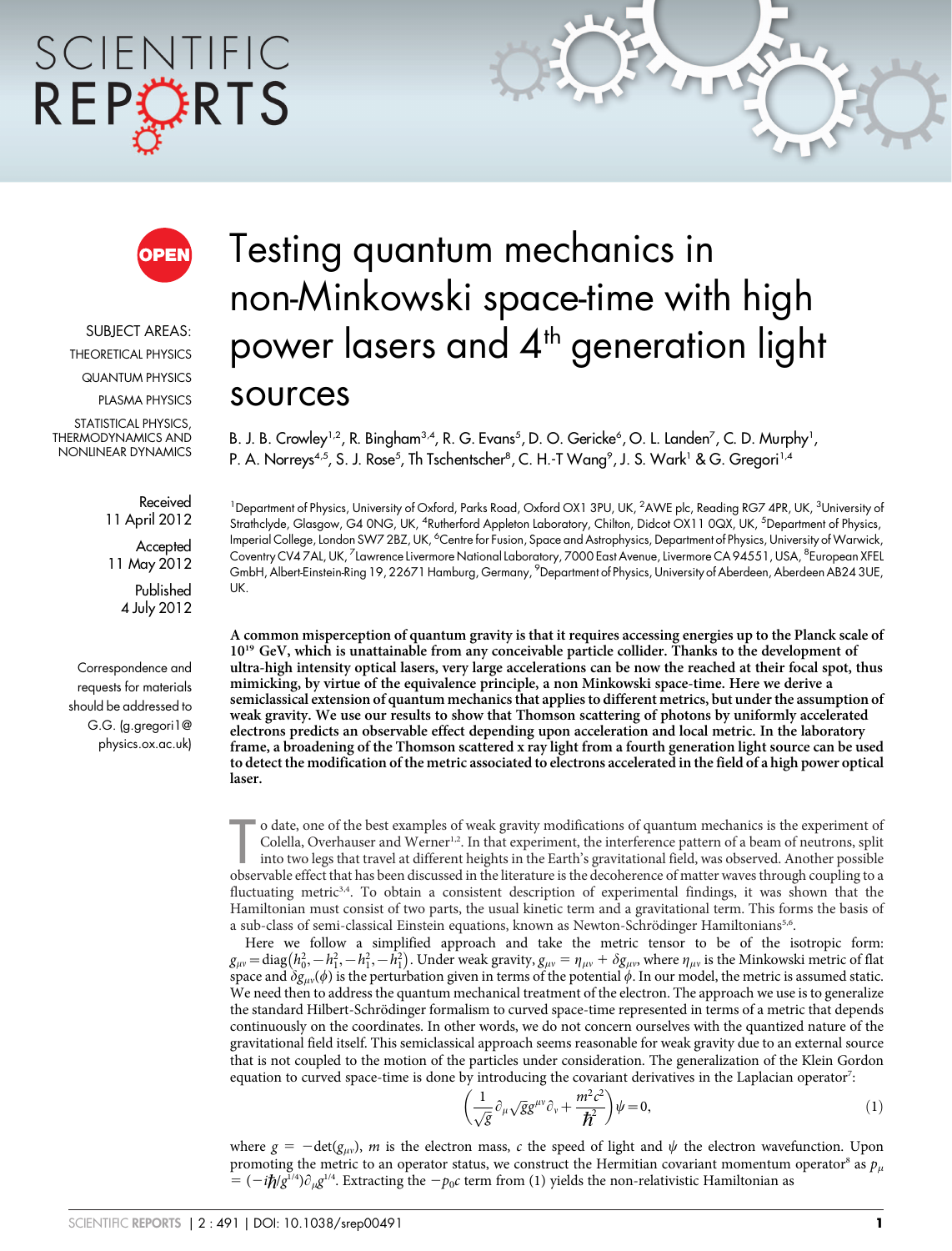SUBJECT AREAS:
THEORETICAL PHYSICS
QUANTUM PHYSICS
PLASMA PHYSICS
STATISTICAL PHYSICS, THERMODYNAMICS AND NONLINEAR DYNAMICS

Received
11 April 2012

Accepted
11 May 2012

Published
4 July 2012

Correspondence and requests for materials should be addressed to G.G. (g.gregori1@physics.ox.ac.uk)

# Testing quantum mechanics in non-Minkowski space-time with high power lasers and 4th generation light sources

B. J. B. Crowley[1,2], R. Bingham[3,4], R. G. Evans[5], D. O. Gericke[6], O. L. Landen[7], C. D. Murphy[1], P. A. Norreys[4,5], S. J. Rose[5], Th Tschentscher[8], C. H.-T Wang[9], J. S. Wark[1] & G. Gregori[1,4]

[1]Department of Physics, University of Oxford, Parks Road, Oxford OX1 3PU, UK, [2]AWE plc, Reading RG7 4PR, UK, [3]University of Strathclyde, Glasgow, G4 0NG, UK, [4]Rutherford Appleton Laboratory, Chilton, Didcot OX11 0QX, UK, [5]Department of Physics, Imperial College, London SW7 2BZ, UK, [6]Centre for Fusion, Space and Astrophysics, Department of Physics, University of Warwick, Coventry CV4 7AL, UK, [7]Lawrence Livermore National Laboratory, 7000 East Avenue, Livermore CA 94551, USA, [8]European XFEL GmbH, Albert-Einstein-Ring 19, 22671 Hamburg, Germany, [9]Department of Physics, University of Aberdeen, Aberdeen AB24 3UE, UK.

**A common misperception of quantum gravity is that it requires accessing energies up to the Planck scale of $10^{19}$ GeV, which is unattainable from any conceivable particle collider. Thanks to the development of ultra-high intensity optical lasers, very large accelerations can be now the reached at their focal spot, thus mimicking, by virtue of the equivalence principle, a non Minkowski space-time. Here we derive a semiclassical extension of quantum mechanics that applies to different metrics, but under the assumption of weak gravity. We use our results to show that Thomson scattering of photons by uniformly accelerated electrons predicts an observable effect depending upon acceleration and local metric. In the laboratory frame, a broadening of the Thomson scattered x ray light from a fourth generation light source can be used to detect the modification of the metric associated to electrons accelerated in the field of a high power optical laser.**

To date, one of the best examples of weak gravity modifications of quantum mechanics is the experiment of Colella, Overhauser and Werner[1,2]. In that experiment, the interference pattern of a beam of neutrons, split into two legs that travel at different heights in the Earth's gravitational field, was observed. Another possible observable effect that has been discussed in the literature is the decoherence of matter waves through coupling to a fluctuating metric[3,4]. To obtain a consistent description of experimental findings, it was shown that the Hamiltonian must consist of two parts, the usual kinetic term and a gravitational term. This forms the basis of a sub-class of semi-classical Einstein equations, known as Newton-Schrödinger Hamiltonians[5,6].

Here we follow a simplified approach and take the metric tensor to be of the isotropic form: $g_{\mu\nu} = \mathrm{diag}(h_0^2, -h_1^2, -h_1^2, -h_1^2)$. Under weak gravity, $g_{\mu\nu} = \eta_{\mu\nu} + \delta g_{\mu\nu}$, where $\eta_{\mu\nu}$ is the Minkowski metric of flat space and $\delta g_{\mu\nu}(\phi)$ is the perturbation given in terms of the potential $\phi$. In our model, the metric is assumed static. We need then to address the quantum mechanical treatment of the electron. The approach we use is to generalize the standard Hilbert-Schrödinger formalism to curved space-time represented in terms of a metric that depends continuously on the coordinates. In other words, we do not concern ourselves with the quantized nature of the gravitational field itself. This semiclassical approach seems reasonable for weak gravity due to an external source that is not coupled to the motion of the particles under consideration. The generalization of the Klein Gordon equation to curved space-time is done by introducing the covariant derivatives in the Laplacian operator[7]:

$$\left( \frac{1}{\sqrt{g}} \partial_\mu \sqrt{g} g^{\mu\nu} \partial_\nu + \frac{m^2 c^2}{\hbar^2} \right) \psi = 0, \tag{1}$$

where $g = -\det(g_{\mu\nu})$, $m$ is the electron mass, $c$ the speed of light and $\psi$ the electron wavefunction. Upon promoting the metric to an operator status, we construct the Hermitian covariant momentum operator[8] as $p_\mu = (-i\hbar/g^{1/4})\partial_\mu g^{1/4}$. Extracting the $-p_0 c$ term from (1) yields the non-relativistic Hamiltonian as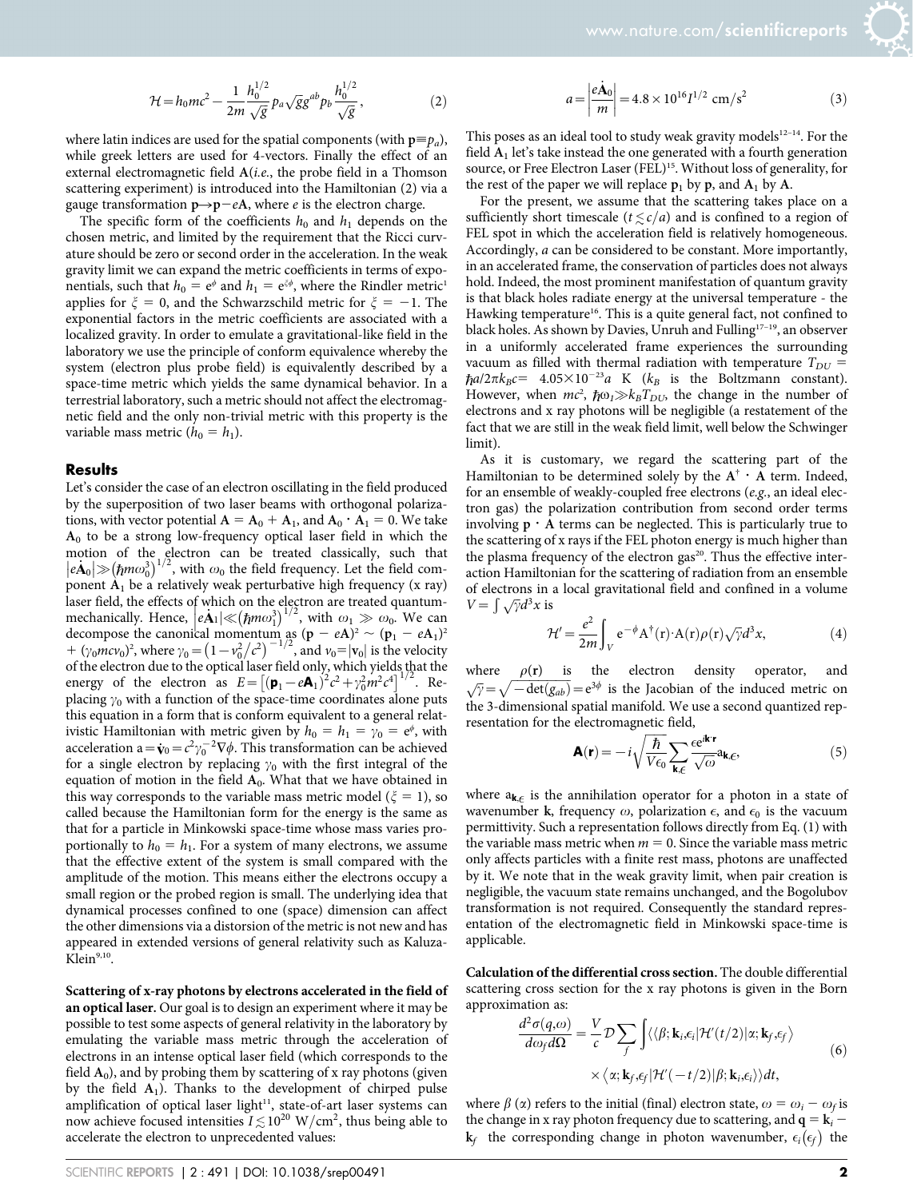$$\mathcal{H}=h_0mc^2-\frac{1}{2m}\frac{h_0^{1/2}}{\sqrt{g}}p_a\sqrt{g}g^{ab}p_b\frac{h_0^{1/2}}{\sqrt{g}},\qquad(2)$$

where latin indices are used for the spatial components (with $\mathbf{p}\equiv p_a$), while greek letters are used for 4-vectors. Finally the effect of an external electromagnetic field $\mathbf{A}$(*i.e.*, the probe field in a Thomson scattering experiment) is introduced into the Hamiltonian (2) via a gauge transformation $\mathbf{p}\rightarrow\mathbf{p}-e\mathbf{A}$, where $e$ is the electron charge.

The specific form of the coefficients $h_0$ and $h_1$ depends on the chosen metric, and limited by the requirement that the Ricci curvature should be zero or second order in the acceleration. In the weak gravity limit we can expand the metric coefficients in terms of exponentials, such that $h_0 = e^{\phi}$ and $h_1 = e^{\xi\phi}$, where the Rindler metric[1] applies for $\xi = 0$, and the Schwarzschild metric for $\xi = -1$. The exponential factors in the metric coefficients are associated with a localized gravity. In order to emulate a gravitational-like field in the laboratory we use the principle of conform equivalence whereby the system (electron plus probe field) is equivalently described by a space-time metric which yields the same dynamical behavior. In a terrestrial laboratory, such a metric should not affect the electromagnetic field and the only non-trivial metric with this property is the variable mass metric ($h_0 = h_1$).

## Results

Let's consider the case of an electron oscillating in the field produced by the superposition of two laser beams with orthogonal polarizations, with vector potential $\mathbf{A} = \mathbf{A}_0 + \mathbf{A}_1$, and $\mathbf{A}_0 \cdot \mathbf{A}_1 = 0$. We take $\mathbf{A}_0$ to be a strong low-frequency optical laser field in which the motion of the electron can be treated classically, such that $\left|e\dot{\mathbf{A}}_0\right|\gg\left(\hbar m\omega_0^3\right)^{1/2}$, with $\omega_0$ the field frequency. Let the field component $\mathbf{A}_1$ be a relatively weak perturbative high frequency (x ray) laser field, the effects of which on the electron are treated quantum-mechanically. Hence, $\left|e\dot{\mathbf{A}}_1\right|\ll\left(\hbar m\omega_1^3\right)^{1/2}$, with $\omega_1 \gg \omega_0$. We can decompose the canonical momentum as $(\mathbf{p} - e\mathbf{A})^2 \sim (\mathbf{p}_1 - e\mathbf{A}_1)^2 + (\gamma_0 mcv_0)^2$, where $\gamma_0=\left(1-v_0^2/c^2\right)^{-1/2}$, and $v_0=|\mathbf{v}_0|$ is the velocity of the electron due to the optical laser field only, which yields that the energy of the electron as $E=\left[(\mathbf{p}_1-e\mathbf{A}_1)^2c^2+\gamma_0^2m^2c^4\right]^{1/2}$. Replacing $\gamma_0$ with a function of the space-time coordinates alone puts this equation in a form that is conform equivalent to a general relativistic Hamiltonian with metric given by $h_0 = h_1 = \gamma_0 = e^{\phi}$, with acceleration $\mathbf{a}=\dot{\mathbf{v}}_0=c^2\gamma_0^{-2}\nabla\phi$. This transformation can be achieved for a single electron by replacing $\gamma_0$ with the first integral of the equation of motion in the field $\mathbf{A}_0$. What that we have obtained in this way corresponds to the variable mass metric model ($\xi = 1$), so called because the Hamiltonian form for the energy is the same as that for a particle in Minkowski space-time whose mass varies proportionally to $h_0 = h_1$. For a system of many electrons, we assume that the effective extent of the system is small compared with the amplitude of the motion. This means either the electrons occupy a small region or the probed region is small. The underlying idea that dynamical processes confined to one (space) dimension can affect the other dimensions via a distorsion of the metric is not new and has appeared in extended versions of general relativity such as Kaluza-Klein[9,10].

**Scattering of x-ray photons by electrons accelerated in the field of an optical laser.** Our goal is to design an experiment where it may be possible to test some aspects of general relativity in the laboratory by emulating the variable mass metric through the acceleration of electrons in an intense optical laser field (which corresponds to the field $\mathbf{A}_0$), and by probing them by scattering of x ray photons (given by the field $\mathbf{A}_1$). Thanks to the development of chirped pulse amplification of optical laser light[11], state-of-art laser systems can now achieve focused intensities $I \lesssim 10^{20}$ W/cm$^2$, thus being able to accelerate the electron to unprecedented values:

$$a=\left|\frac{e\dot{\mathbf{A}}_0}{m}\right|=4.8\times10^{16}I^{1/2}\ \mathrm{cm/s^2}\qquad(3)$$

This poses as an ideal tool to study weak gravity models[12–14]. For the field $\mathbf{A}_1$ let's take instead the one generated with a fourth generation source, or Free Electron Laser (FEL)[15]. Without loss of generality, for the rest of the paper we will replace $\mathbf{p}_1$ by $\mathbf{p}$, and $\mathbf{A}_1$ by $\mathbf{A}$.

For the present, we assume that the scattering takes place on a sufficiently short timescale ($t \lesssim c/a$) and is confined to a region of FEL spot in which the acceleration field is relatively homogeneous. Accordingly, $a$ can be considered to be constant. More importantly, in an accelerated frame, the conservation of particles does not always hold. Indeed, the most prominent manifestation of quantum gravity is that black holes radiate energy at the universal temperature - the Hawking temperature[16]. This is a quite general fact, not confined to black holes. As shown by Davies, Unruh and Fulling[17–19], an observer in a uniformly accelerated frame experiences the surrounding vacuum as filled with thermal radiation with temperature $T_{DU} = \hbar a/2\pi k_B c = 4.05\times10^{-23}a$ K ($k_B$ is the Boltzmann constant). However, when $mc^2$, $\hbar\omega_1 \gg k_B T_{DU}$, the change in the number of electrons and x ray photons will be negligible (a restatement of the fact that we are still in the weak field limit, well below the Schwinger limit).

As it is customary, we regard the scattering part of the Hamiltonian to be determined solely by the $\mathrm{A}^\dagger \cdot \mathrm{A}$ term. Indeed, for an ensemble of weakly-coupled free electrons (*e.g.*, an ideal electron gas) the polarization contribution from second order terms involving $\mathbf{p} \cdot \mathbf{A}$ terms can be neglected. This is particularly true to the scattering of x rays if the FEL photon energy is much higher than the plasma frequency of the electron gas[20]. Thus the effective interaction Hamiltonian for the scattering of radiation from an ensemble of electrons in a local gravitational field and confined in a volume $V = \int \sqrt{\gamma}d^3x$ is

$$\mathcal{H}'=\frac{e^2}{2m}\int_V e^{-\phi}\mathrm{A}^\dagger(\mathrm{r})\cdot\mathrm{A}(\mathrm{r})\rho(\mathrm{r})\sqrt{\gamma}d^3x,\qquad(4)$$

where $\rho(\mathbf{r})$ is the electron density operator, and $\sqrt{\gamma}=\sqrt{-\det(g_{ab})}=e^{3\phi}$ is the Jacobian of the induced metric on the 3-dimensional spatial manifold. We use a second quantized representation for the electromagnetic field,

$$\mathbf{A}(\mathbf{r})=-i\sqrt{\frac{\hbar}{V\epsilon_0}}\sum_{\mathbf{k},\epsilon}\frac{\epsilon e^{i\mathbf{k}\cdot\mathbf{r}}}{\sqrt{\omega}}a_{\mathbf{k},\epsilon},\qquad(5)$$

where $a_{\mathbf{k},\epsilon}$ is the annihilation operator for a photon in a state of wavenumber $\mathbf{k}$, frequency $\omega$, polarization $\epsilon$, and $\epsilon_0$ is the vacuum permittivity. Such a representation follows directly from Eq. (1) with the variable mass metric when $m = 0$. Since the variable mass metric only affects particles with a finite rest mass, photons are unaffected by it. We note that in the weak gravity limit, when pair creation is negligible, the vacuum state remains unchanged, and the Bogolubov transformation is not required. Consequently the standard representation of the electromagnetic field in Minkowski space-time is applicable.

**Calculation of the differential cross section.** The double differential scattering cross section for the x ray photons is given in the Born approximation as:

$$\frac{d^2\sigma(q,\omega)}{d\omega_f d\Omega}=\frac{V}{c}\mathcal{D}\sum_f\int\langle\langle\beta;\mathbf{k}_i,\epsilon_i|\mathcal{H}'(t/2)|\alpha;\mathbf{k}_f,\epsilon_f\rangle\times\langle\alpha;\mathbf{k}_f,\epsilon_f|\mathcal{H}'(-t/2)|\beta;\mathbf{k}_i,\epsilon_i\rangle\rangle dt,\qquad(6)$$

where $\beta$ ($\alpha$) refers to the initial (final) electron state, $\omega = \omega_i - \omega_f$ is the change in x ray photon frequency due to scattering, and $\mathbf{q} = \mathbf{k}_i - \mathbf{k}_f$ the corresponding change in photon wavenumber, $\epsilon_i(\epsilon_f)$ the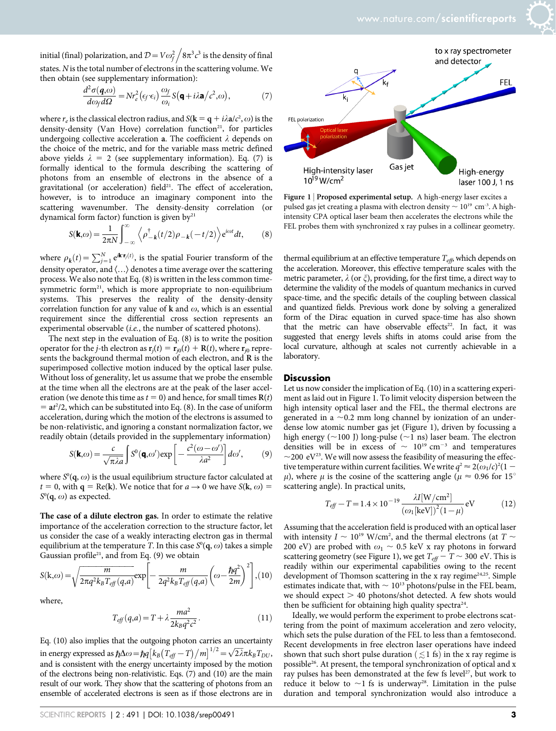initial (final) polarization, and $\mathcal{D} = V\omega_f^2 / 8\pi^3 c^3$ is the density of final states. $N$ is the total number of electrons in the scattering volume. We then obtain (see supplementary information):

$$\frac{d^2\sigma(\boldsymbol{q},\omega)}{d\omega_f d\Omega} = N r_e^2 (\epsilon_f \cdot \epsilon_i) \frac{\omega_f}{\omega_i} S(\mathbf{q} + i\lambda \mathbf{a}/c^2, \omega), \tag{7}$$

where $r_e$ is the classical electron radius, and $S(\mathbf{k} = \mathbf{q} + i\lambda\mathbf{a}/c^2, \omega)$ is the density-density (Van Hove) correlation function[21], for particles undergoing collective acceleration $\mathbf{a}$. The coefficient $\lambda$ depends on the choice of the metric, and for the variable mass metric defined above yields $\lambda = 2$ (see supplementary information). Eq. (7) is formally identical to the formula describing the scattering of photons from an ensemble of electrons in the absence of a gravitational (or acceleration) field[21]. The effect of acceleration, however, is to introduce an imaginary component into the scattering wavenumber. The density-density correlation (or dynamical form factor) function is given by[21]

$$S(\mathbf{k},\omega) = \frac{1}{2\pi N} \int_{-\infty}^{\infty} \left\langle \rho_{-\boldsymbol{k}}^{\dagger}(t/2) \rho_{-\boldsymbol{k}}(-t/2) \right\rangle e^{i\omega t} dt, \tag{8}$$

where $\rho_{\boldsymbol{k}}(t) = \sum_{j=1}^{N} e^{i\mathbf{k}\cdot\mathbf{r}_j(t)}$, is the spatial Fourier transform of the density operator, and $\langle \ldots \rangle$ denotes a time average over the scattering process. We also note that Eq. (8) is written in the less common time-symmetric form[21], which is more appropriate to non-equilibrium systems. This preserves the reality of the density-density correlation function for any value of $\mathbf{k}$ and $\omega$, which is an essential requirement since the differential cross section represents an experimental observable (*i.e.*, the number of scattered photons).

The next step in the evaluation of Eq. (8) is to write the position operator for the $j$-th electron as $\mathbf{r}_j(t) = \mathbf{r}_{j0}(t) + \mathbf{R}(t)$, where $\mathbf{r}_{j0}$ represents the background thermal motion of each electron, and $\mathbf{R}$ is the superimposed collective motion induced by the optical laser pulse. Without loss of generality, let us assume that we probe the ensemble at the time when all the electrons are at the peak of the laser acceleration (we denote this time as $t = 0$) and hence, for small times $\mathbf{R}(t) = \mathbf{a}t^2/2$, which can be substituted into Eq. (8). In the case of uniform acceleration, during which the motion of the electrons is assumed to be non-relativistic, and ignoring a constant normalization factor, we readily obtain (details provided in the supplementary information)

$$S(\mathbf{k},\omega) = \frac{c}{\sqrt{\pi\lambda}a} \int S^0(\mathbf{q},\omega') \exp\left[ -\frac{c^2(\omega-\omega')}{\lambda a^2} \right] d\omega', \tag{9}$$

where $S^0(\mathbf{q}, \omega)$ is the usual equilibrium structure factor calculated at $t = 0$, with $\mathbf{q} = \mathrm{Re}(\mathbf{k})$. We notice that for $a \to 0$ we have $S(\mathbf{k}, \omega) = S^0(\mathbf{q}, \omega)$ as expected.

**The case of a dilute electron gas.** In order to estimate the relative importance of the acceleration correction to the structure factor, let us consider the case of a weakly interacting electron gas in thermal equilibrium at the temperature $T$. In this case $S^0(\mathbf{q}, \omega)$ takes a simple Gaussian profile[21], and from Eq. (9) we obtain

$$S(\mathrm{k},\omega) = \sqrt{\frac{m}{2\pi q^2 k_B T_{eff}(q,a)}} \exp\left[ -\frac{m}{2q^2 k_B T_{eff}(q,a)} \left( \omega - \frac{\hbar q^2}{2m} \right)^2 \right], \tag{10}$$

where,

$$T_{eff}(q,a) = T + \lambda \frac{m a^2}{2 k_B q^2 c^2}. \tag{11}$$

Eq. (10) also implies that the outgoing photon carries an uncertainty in energy expressed as $\hbar\Delta\omega = \hbar q \left[ k_B (T_{eff} - T)/m \right]^{1/2} = \sqrt{2\lambda}\pi k_B T_{DU}$, and is consistent with the energy uncertainty imposed by the motion of the electrons being non-relativistic. Eqs. (7) and (10) are the main result of our work. They show that the scattering of photons from an ensemble of accelerated electrons is seen as if those electrons are in thermal equilibrium at an effective temperature $T_{eff}$, which depends on the acceleration. Moreover, this effective temperature scales with the metric parameter, $\lambda$ (or $\xi$), providing, for the first time, a direct way to determine the validity of the models of quantum mechanics in curved space-time, and the specific details of the coupling between classical and quantized fields. Previous work done by solving a generalized form of the Dirac equation in curved space-time has also shown that the metric can have observable effects[22]. In fact, it was suggested that energy levels shifts in atoms could arise from the local curvature, although at scales not currently achievable in a laboratory.

**Figure 1 | Proposed experimental setup.** A high-energy laser excites a pulsed gas jet creating a plasma with electron density $\sim 10^{19}$ cm$^{-3}$. A high-intensity CPA optical laser beam then accelerates the electrons while the FEL probes them with synchronized x ray pulses in a collinear geometry.

## Discussion

Let us now consider the implication of Eq. (10) in a scattering experiment as laid out in Figure 1. To limit velocity dispersion between the high intensity optical laser and the FEL, the thermal electrons are generated in a ~0.2 mm long channel by ionization of an underdense low atomic number gas jet (Figure 1), driven by focussing a high energy (~100 J) long-pulse (~1 ns) laser beam. The electron densities will be in excess of $\sim 10^{19}$ cm$^{-3}$ and temperatures ~200 eV[23]. We will now assess the feasibility of measuring the effective temperature within current facilities. We write $q^2 \approx 2(\omega_1/c)^2(1 - \mu)$, where $\mu$ is the cosine of the scattering angle ($\mu \approx 0.96$ for 15° scattering angle). In practical units,

$$T_{eff} - T = 1.4 \times 10^{-19} \frac{\lambda I[\mathrm{W/cm^2}]}{(\omega_1[\mathrm{keV}])^2 (1-\mu)} \mathrm{eV} \tag{12}$$

Assuming that the acceleration field is produced with an optical laser with intensity $I \sim 10^{19}$ W/cm$^2$, and the thermal electrons (at $T \sim$ 200 eV) are probed with $\omega_1 \sim 0.5$ keV x ray photons in forward scattering geometry (see Figure 1), we get $T_{eff} - T \sim 300$ eV. This is readily within our experimental capabilities owing to the recent development of Thomson scattering in the x ray regime[24,25]. Simple estimates indicate that, with $\sim 10^{13}$ photons/pulse in the FEL beam, we should expect > 40 photons/shot detected. A few shots would then be sufficient for obtaining high quality spectra[24].

Ideally, we would perform the experiment to probe electrons scattering from the point of maximum acceleration and zero velocity, which sets the pulse duration of the FEL to less than a femtosecond. Recent developments in free electron laser operations have indeed shown that such short pulse duration ($\lesssim 1$ fs) in the x ray regime is possible[26]. At present, the temporal synchronization of optical and x ray pulses has been demonstrated at the few fs level[27], but work to reduce it below to ~1 fs is underway[28]. Limitation in the pulse duration and temporal synchronization would also introduce a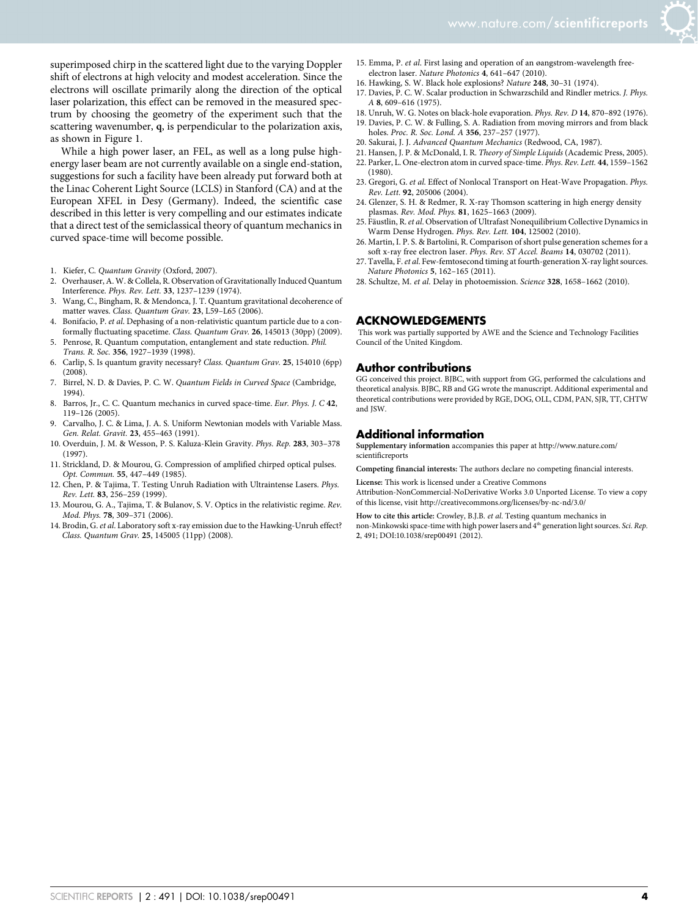superimposed chirp in the scattered light due to the varying Doppler shift of electrons at high velocity and modest acceleration. Since the electrons will oscillate primarily along the direction of the optical laser polarization, this effect can be removed in the measured spectrum by choosing the geometry of the experiment such that the scattering wavenumber, **q**, is perpendicular to the polarization axis, as shown in Figure 1.

While a high power laser, an FEL, as well as a long pulse high-energy laser beam are not currently available on a single end-station, suggestions for such a facility have been already put forward both at the Linac Coherent Light Source (LCLS) in Stanford (CA) and at the European XFEL in Desy (Germany). Indeed, the scientific case described in this letter is very compelling and our estimates indicate that a direct test of the semiclassical theory of quantum mechanics in curved space-time will become possible.

1. Kiefer, C. *Quantum Gravity* (Oxford, 2007).
2. Overhauser, A. W. & Collela, R. Observation of Gravitationally Induced Quantum Interference. *Phys. Rev. Lett.* **33**, 1237–1239 (1974).
3. Wang, C., Bingham, R. & Mendonca, J. T. Quantum gravitational decoherence of matter waves. *Class. Quantum Grav.* **23**, L59–L65 (2006).
4. Bonifacio, P. *et al.* Dephasing of a non-relativistic quantum particle due to a conformally fluctuating spacetime. *Class. Quantum Grav.* **26**, 145013 (30pp) (2009).
5. Penrose, R. Quantum computation, entanglement and state reduction. *Phil. Trans. R. Soc.* **356**, 1927–1939 (1998).
6. Carlip, S. Is quantum gravity necessary? *Class. Quantum Grav.* **25**, 154010 (6pp) (2008).
7. Birrel, N. D. & Davies, P. C. W. *Quantum Fields in Curved Space* (Cambridge, 1994).
8. Barros, Jr., C. C. Quantum mechanics in curved space-time. *Eur. Phys. J. C* **42**, 119–126 (2005).
9. Carvalho, J. C. & Lima, J. A. S. Uniform Newtonian models with Variable Mass. *Gen. Relat. Gravit.* **23**, 455–463 (1991).
10. Overduin, J. M. & Wesson, P. S. Kaluza-Klein Gravity. *Phys. Rep.* **283**, 303–378 (1997).
11. Strickland, D. & Mourou, G. Compression of amplified chirped optical pulses. *Opt. Commun.* **55**, 447–449 (1985).
12. Chen, P. & Tajima, T. Testing Unruh Radiation with Ultraintense Lasers. *Phys. Rev. Lett.* **83**, 256–259 (1999).
13. Mourou, G. A., Tajima, T. & Bulanov, S. V. Optics in the relativistic regime. *Rev. Mod. Phys.* **78**, 309–371 (2006).
14. Brodin, G. *et al.* Laboratory soft x-ray emission due to the Hawking-Unruh effect? *Class. Quantum Grav.* **25**, 145005 (11pp) (2008).
15. Emma, P. *et al.* First lasing and operation of an øangstrom-wavelength free-electron laser. *Nature Photonics* **4**, 641–647 (2010).
16. Hawking, S. W. Black hole explosions? *Nature* **248**, 30–31 (1974).
17. Davies, P. C. W. Scalar production in Schwarzschild and Rindler metrics. *J. Phys. A* **8**, 609–616 (1975).
18. Unruh, W. G. Notes on black-hole evaporation. *Phys. Rev. D* **14**, 870–892 (1976).
19. Davies, P. C. W. & Fulling, S. A. Radiation from moving mirrors and from black holes. *Proc. R. Soc. Lond. A* **356**, 237–257 (1977).
20. Sakurai, J. J. *Advanced Quantum Mechanics* (Redwood, CA, 1987).
21. Hansen, J. P. & McDonald, I. R. *Theory of Simple Liquids* (Academic Press, 2005).
22. Parker, L. One-electron atom in curved space-time. *Phys. Rev. Lett.* **44**, 1559–1562 (1980).
23. Gregori, G. *et al.* Effect of Nonlocal Transport on Heat-Wave Propagation. *Phys. Rev. Lett.* **92**, 205006 (2004).
24. Glenzer, S. H. & Redmer, R. X-ray Thomson scattering in high energy density plasmas. *Rev. Mod. Phys.* **81**, 1625–1663 (2009).
25. Fäustlin, R. *et al.* Observation of Ultrafast Nonequilibrium Collective Dynamics in Warm Dense Hydrogen. *Phys. Rev. Lett.* **104**, 125002 (2010).
26. Martin, I. P. S. & Bartolini, R. Comparison of short pulse generation schemes for a soft x-ray free electron laser. *Phys. Rev. ST Accel. Beams* **14**, 030702 (2011).
27. Tavella, F. *et al.* Few-femtosecond timing at fourth-generation X-ray light sources. *Nature Photonics* **5**, 162–165 (2011).
28. Schultze, M. *et al.* Delay in photoemission. *Science* **328**, 1658–1662 (2010).

## ACKNOWLEDGEMENTS

This work was partially supported by AWE and the Science and Technology Facilities Council of the United Kingdom.

## Author contributions

GG conceived this project. BJBC, with support from GG, performed the calculations and theoretical analysis. BJBC, RB and GG wrote the manuscript. Additional experimental and theoretical contributions were provided by RGE, DOG, OLL, CDM, PAN, SJR, TT, CHTW and JSW.

## Additional information

**Supplementary information** accompanies this paper at http://www.nature.com/scientificreports

**Competing financial interests:** The authors declare no competing financial interests.

**License:** This work is licensed under a Creative Commons Attribution-NonCommercial-NoDerivative Works 3.0 Unported License. To view a copy of this license, visit http://creativecommons.org/licenses/by-nc-nd/3.0/

**How to cite this article:** Crowley, B.J.B. *et al.* Testing quantum mechanics in non-Minkowski space-time with high power lasers and 4th generation light sources. *Sci. Rep.* **2**, 491; DOI:10.1038/srep00491 (2012).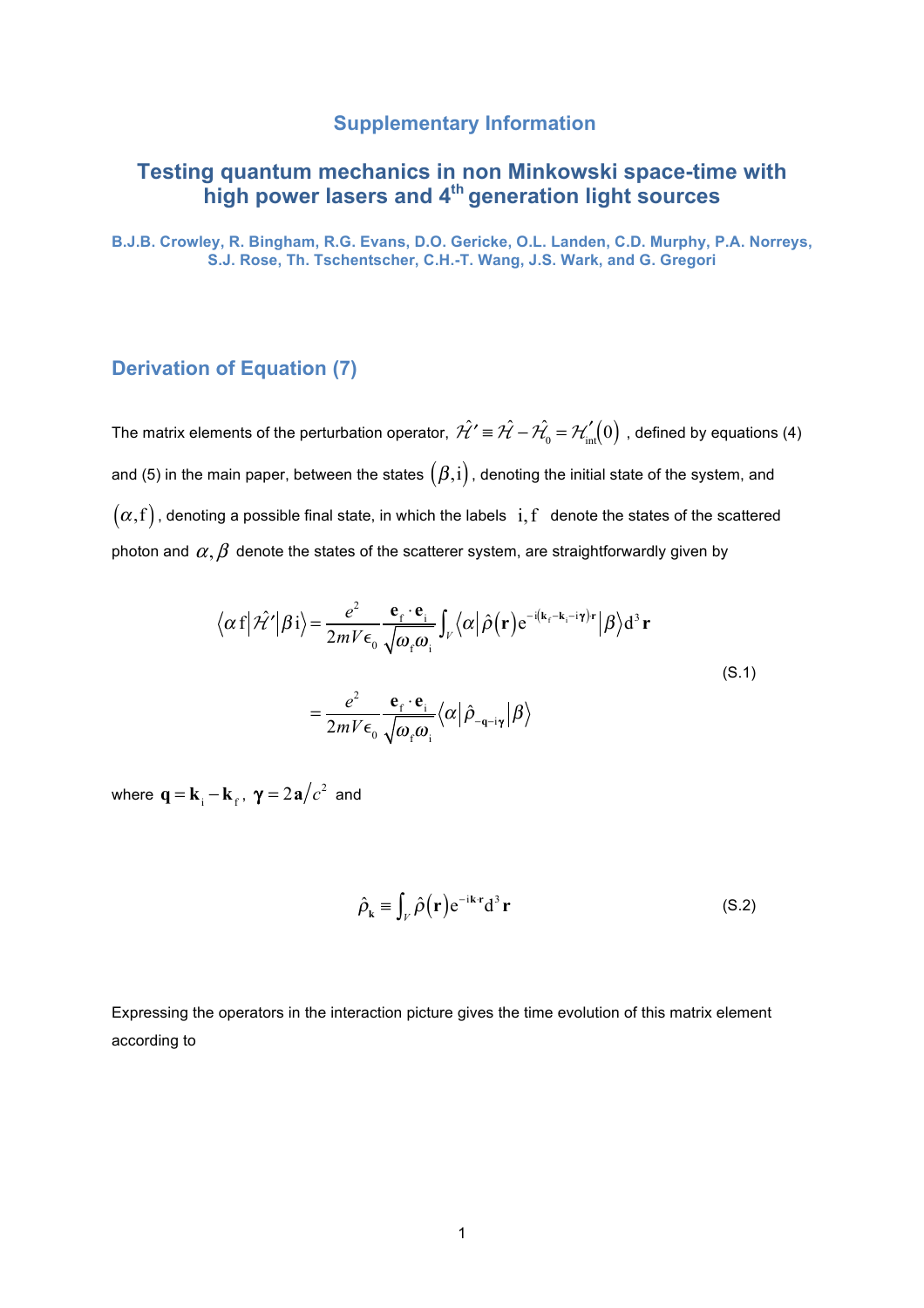## Supplementary Information

# Testing quantum mechanics in non Minkowski space-time with high power lasers and 4th generation light sources

**B.J.B. Crowley, R. Bingham, R.G. Evans, D.O. Gericke, O.L. Landen, C.D. Murphy, P.A. Norreys, S.J. Rose, Th. Tschentscher, C.H.-T. Wang, J.S. Wark, and G. Gregori**

## Derivation of Equation (7)

The matrix elements of the perturbation operator, $\hat{\mathcal{H}}' \equiv \hat{\mathcal{H}} - \hat{\mathcal{H}}_0 = \mathcal{H}'_{\text{int}}(0)$ , defined by equations (4) and (5) in the main paper, between the states $(\beta, \text{i})$, denoting the initial state of the system, and $(\alpha, \text{f})$, denoting a possible final state, in which the labels $\text{i}, \text{f}$ denote the states of the scattered photon and $\alpha, \beta$ denote the states of the scatterer system, are straightforwardly given by

$$
\begin{aligned}
\langle \alpha \, \text{f} | \hat{\mathcal{H}}' | \beta \, \text{i} \rangle &= \frac{e^2}{2mV\epsilon_0} \frac{\mathbf{e}_\text{f} \cdot \mathbf{e}_\text{i}}{\sqrt{\omega_\text{f} \omega_\text{i}}} \int_V \langle \alpha | \hat{\rho}(\mathbf{r}) \mathrm{e}^{-\mathrm{i}(\mathbf{k}_\text{f} - \mathbf{k}_\text{i} - \mathrm{i}\boldsymbol{\gamma}) \cdot \mathbf{r}} | \beta \rangle \mathrm{d}^3 \mathbf{r} \\
&= \frac{e^2}{2mV\epsilon_0} \frac{\mathbf{e}_\text{f} \cdot \mathbf{e}_\text{i}}{\sqrt{\omega_\text{f} \omega_\text{i}}} \langle \alpha | \hat{\rho}_{-\mathbf{q} - \mathrm{i}\boldsymbol{\gamma}} | \beta \rangle
\end{aligned}
\tag{S.1}
$$

where $\mathbf{q} = \mathbf{k}_\text{i} - \mathbf{k}_\text{f}$, $\boldsymbol{\gamma} = 2\mathbf{a}/c^2$ and

$$
\hat{\rho}_\mathbf{k} \equiv \int_V \hat{\rho}(\mathbf{r}) \mathrm{e}^{-\mathrm{i}\mathbf{k} \cdot \mathbf{r}} \mathrm{d}^3 \mathbf{r} \tag{S.2}
$$

Expressing the operators in the interaction picture gives the time evolution of this matrix element according to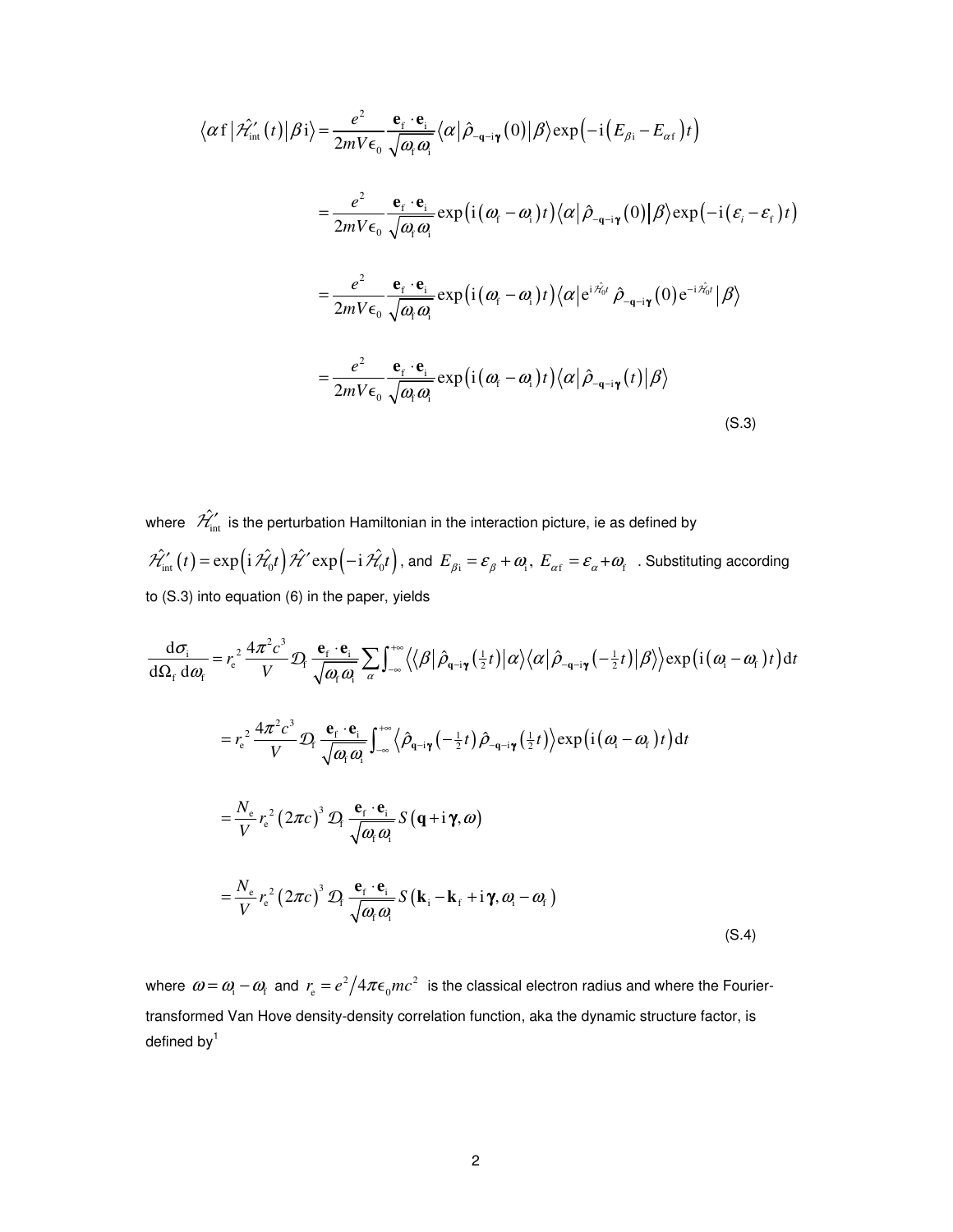$$
\begin{aligned}
\langle \alpha \mathrm{f} | \hat{\mathcal{H}}'_{\mathrm{int}}(t) | \beta \mathrm{i} \rangle &= \frac{e^2}{2mV\epsilon_0} \frac{\mathbf{e}_\mathrm{f} \cdot \mathbf{e}_\mathrm{i}}{\sqrt{\omega_\mathrm{f}\omega_\mathrm{i}}} \langle \alpha | \hat{\rho}_{-\mathbf{q}-\mathrm{i}\boldsymbol{\gamma}}(0) | \beta \rangle \exp\left(-\mathrm{i}\left(E_{\beta\mathrm{i}} - E_{\alpha f}\right)t\right) \\
&= \frac{e^2}{2mV\epsilon_0} \frac{\mathbf{e}_\mathrm{f} \cdot \mathbf{e}_\mathrm{i}}{\sqrt{\omega_\mathrm{f}\omega_\mathrm{i}}} \exp\left(\mathrm{i}\left(\omega_\mathrm{f} - \omega_\mathrm{i}\right)t\right) \langle \alpha | \hat{\rho}_{-\mathbf{q}-\mathrm{i}\boldsymbol{\gamma}}(0) | \beta \rangle \exp\left(-\mathrm{i}\left(\varepsilon_i - \varepsilon_\mathrm{f}\right)t\right) \\
&= \frac{e^2}{2mV\epsilon_0} \frac{\mathbf{e}_\mathrm{f} \cdot \mathbf{e}_\mathrm{i}}{\sqrt{\omega_\mathrm{f}\omega_\mathrm{i}}} \exp\left(\mathrm{i}\left(\omega_\mathrm{f} - \omega_\mathrm{i}\right)t\right) \langle \alpha | \mathrm{e}^{\mathrm{i}\hat{\mathcal{H}}_0 t} \hat{\rho}_{-\mathbf{q}-\mathrm{i}\boldsymbol{\gamma}}(0) \mathrm{e}^{-\mathrm{i}\hat{\mathcal{H}}_0 t} | \beta \rangle \\
&= \frac{e^2}{2mV\epsilon_0} \frac{\mathbf{e}_\mathrm{f} \cdot \mathbf{e}_\mathrm{i}}{\sqrt{\omega_\mathrm{f}\omega_\mathrm{i}}} \exp\left(\mathrm{i}\left(\omega_\mathrm{f} - \omega_\mathrm{i}\right)t\right) \langle \alpha | \hat{\rho}_{-\mathbf{q}-\mathrm{i}\boldsymbol{\gamma}}(t) | \beta \rangle
\end{aligned}
\tag{S.3}
$$

where $\hat{\mathcal{H}}'_{\mathrm{int}}$ is the perturbation Hamiltonian in the interaction picture, ie as defined by $\hat{\mathcal{H}}'_{\mathrm{int}}(t) = \exp\left(\mathrm{i}\hat{\mathcal{H}}_0 t\right) \hat{\mathcal{H}}' \exp\left(-\mathrm{i}\hat{\mathcal{H}}_0 t\right)$, and $E_{\beta\mathrm{i}} = \varepsilon_\beta + \omega_\mathrm{i}$, $E_{\alpha\mathrm{f}} = \varepsilon_\alpha + \omega_\mathrm{f}$. Substituting according to (S.3) into equation (6) in the paper, yields

$$
\begin{aligned}
\frac{\mathrm{d}\sigma_\mathrm{i}}{\mathrm{d}\Omega_\mathrm{f}\,\mathrm{d}\omega_\mathrm{f}} &= r_\mathrm{e}^2 \frac{4\pi^2 c^3}{V} \mathcal{D}_\mathrm{f} \frac{\mathbf{e}_\mathrm{f} \cdot \mathbf{e}_\mathrm{i}}{\sqrt{\omega_\mathrm{f}\omega_\mathrm{i}}} \sum_\alpha \int_{-\infty}^{+\infty} \left\langle \langle \beta | \hat{\rho}_{\mathbf{q}-\mathrm{i}\boldsymbol{\gamma}}\left(\tfrac{1}{2}t\right) | \alpha \rangle \langle \alpha | \hat{\rho}_{-\mathbf{q}-\mathrm{i}\boldsymbol{\gamma}}\left(-\tfrac{1}{2}t\right) | \beta \rangle \right\rangle \exp\left(\mathrm{i}\left(\omega_\mathrm{i} - \omega_\mathrm{f}\right)t\right) \mathrm{d}t \\
&= r_\mathrm{e}^2 \frac{4\pi^2 c^3}{V} \mathcal{D}_\mathrm{f} \frac{\mathbf{e}_\mathrm{f} \cdot \mathbf{e}_\mathrm{i}}{\sqrt{\omega_\mathrm{f}\omega_\mathrm{i}}} \int_{-\infty}^{+\infty} \left\langle \hat{\rho}_{\mathbf{q}-\mathrm{i}\boldsymbol{\gamma}}\left(-\tfrac{1}{2}t\right) \hat{\rho}_{-\mathbf{q}-\mathrm{i}\boldsymbol{\gamma}}\left(\tfrac{1}{2}t\right) \right\rangle \exp\left(\mathrm{i}\left(\omega_\mathrm{i} - \omega_\mathrm{f}\right)t\right) \mathrm{d}t \\
&= \frac{N_\mathrm{e}}{V} r_\mathrm{e}^2 \left(2\pi c\right)^3 \mathcal{D}_\mathrm{f} \frac{\mathbf{e}_\mathrm{f} \cdot \mathbf{e}_\mathrm{i}}{\sqrt{\omega_\mathrm{f}\omega_\mathrm{i}}} S\left(\mathbf{q} + \mathrm{i}\boldsymbol{\gamma}, \omega\right) \\
&= \frac{N_\mathrm{e}}{V} r_\mathrm{e}^2 \left(2\pi c\right)^3 \mathcal{D}_\mathrm{f} \frac{\mathbf{e}_\mathrm{f} \cdot \mathbf{e}_\mathrm{i}}{\sqrt{\omega_\mathrm{f}\omega_\mathrm{i}}} S\left(\mathbf{k}_\mathrm{i} - \mathbf{k}_\mathrm{f} + \mathrm{i}\boldsymbol{\gamma}, \omega_\mathrm{i} - \omega_\mathrm{f}\right)
\end{aligned}
\tag{S.4}
$$

where $\omega = \omega_\mathrm{i} - \omega_\mathrm{f}$ and $r_\mathrm{e} = e^2 / 4\pi\epsilon_0 mc^2$ is the classical electron radius and where the Fourier-transformed Van Hove density-density correlation function, aka the dynamic structure factor, is defined by[1]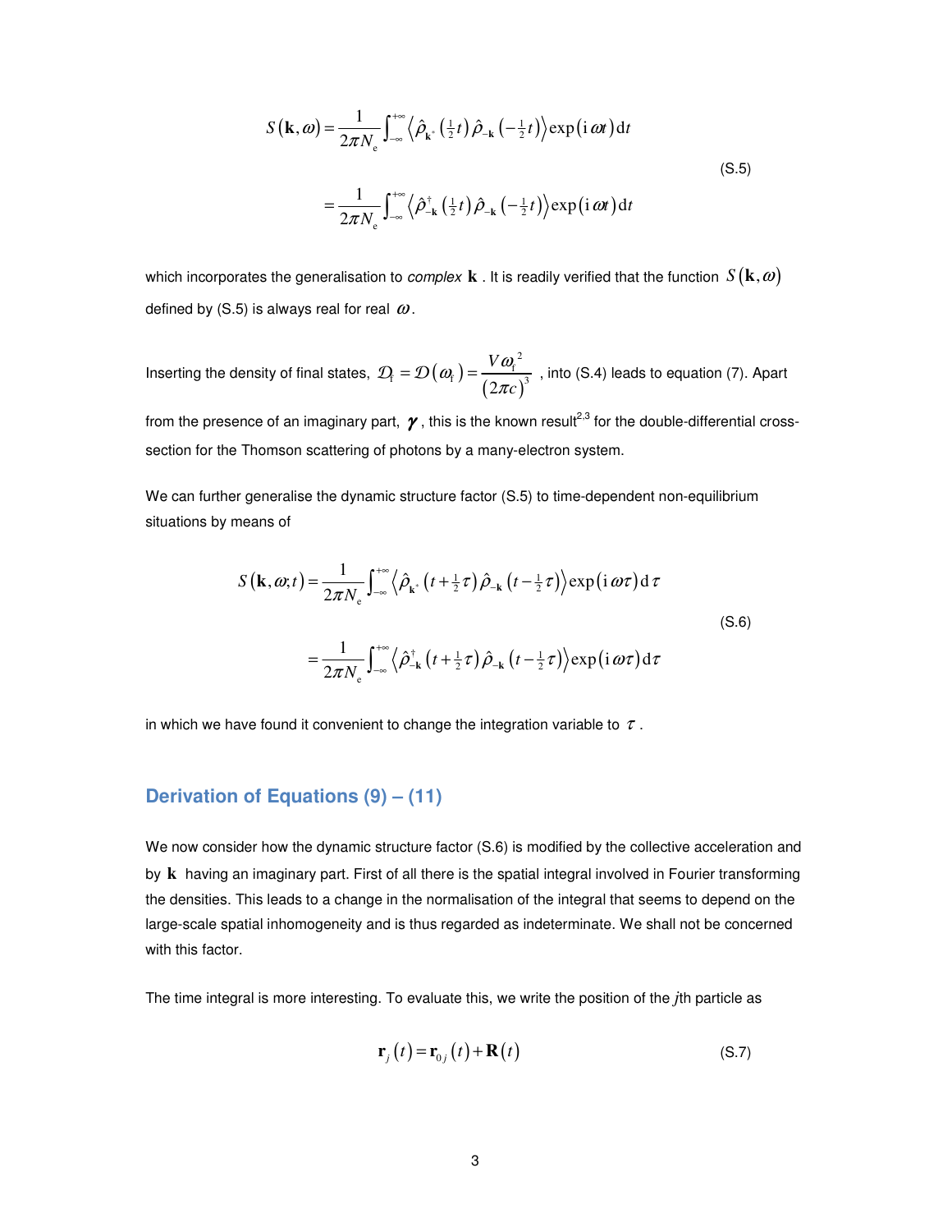$$S(\mathbf{k},\omega) = \frac{1}{2\pi N_\mathrm{e}} \int_{-\infty}^{+\infty} \left\langle \hat{\rho}_{\mathbf{k}^*}\left(\tfrac{1}{2}t\right) \hat{\rho}_{-\mathbf{k}}\left(-\tfrac{1}{2}t\right) \right\rangle \exp(\mathrm{i}\,\omega t)\,\mathrm{d}t$$

$$= \frac{1}{2\pi N_\mathrm{e}} \int_{-\infty}^{+\infty} \left\langle \hat{\rho}_{-\mathbf{k}}^{\dagger}\left(\tfrac{1}{2}t\right) \hat{\rho}_{-\mathbf{k}}\left(-\tfrac{1}{2}t\right) \right\rangle \exp(\mathrm{i}\,\omega t)\,\mathrm{d}t \qquad \text{(S.5)}$$

which incorporates the generalisation to *complex* $\mathbf{k}$. It is readily verified that the function $S(\mathbf{k},\omega)$ defined by (S.5) is always real for real $\omega$.

Inserting the density of final states, $\mathcal{D}_\mathrm{f} = \mathcal{D}(\omega_\mathrm{f}) = \dfrac{V\omega_\mathrm{f}^{\,2}}{(2\pi c)^3}$, into (S.4) leads to equation (7). Apart from the presence of an imaginary part, $\boldsymbol{\gamma}$, this is the known result[2,3] for the double-differential cross-section for the Thomson scattering of photons by a many-electron system.

We can further generalise the dynamic structure factor (S.5) to time-dependent non-equilibrium situations by means of

$$S(\mathbf{k},\omega;t) = \frac{1}{2\pi N_\mathrm{e}} \int_{-\infty}^{+\infty} \left\langle \hat{\rho}_{\mathbf{k}^*}\left(t+\tfrac{1}{2}\tau\right) \hat{\rho}_{-\mathbf{k}}\left(t-\tfrac{1}{2}\tau\right) \right\rangle \exp(\mathrm{i}\,\omega\tau)\,\mathrm{d}\tau$$

$$= \frac{1}{2\pi N_\mathrm{e}} \int_{-\infty}^{+\infty} \left\langle \hat{\rho}_{-\mathbf{k}}^{\dagger}\left(t+\tfrac{1}{2}\tau\right) \hat{\rho}_{-\mathbf{k}}\left(t-\tfrac{1}{2}\tau\right) \right\rangle \exp(\mathrm{i}\,\omega\tau)\,\mathrm{d}\tau \qquad \text{(S.6)}$$

in which we have found it convenient to change the integration variable to $\tau$.

## Derivation of Equations (9) – (11)

We now consider how the dynamic structure factor (S.6) is modified by the collective acceleration and by $\mathbf{k}$ having an imaginary part. First of all there is the spatial integral involved in Fourier transforming the densities. This leads to a change in the normalisation of the integral that seems to depend on the large-scale spatial inhomogeneity and is thus regarded as indeterminate. We shall not be concerned with this factor.

The time integral is more interesting. To evaluate this, we write the position of the *j*th particle as

$$\mathbf{r}_j(t) = \mathbf{r}_{0j}(t) + \mathbf{R}(t) \qquad \text{(S.7)}$$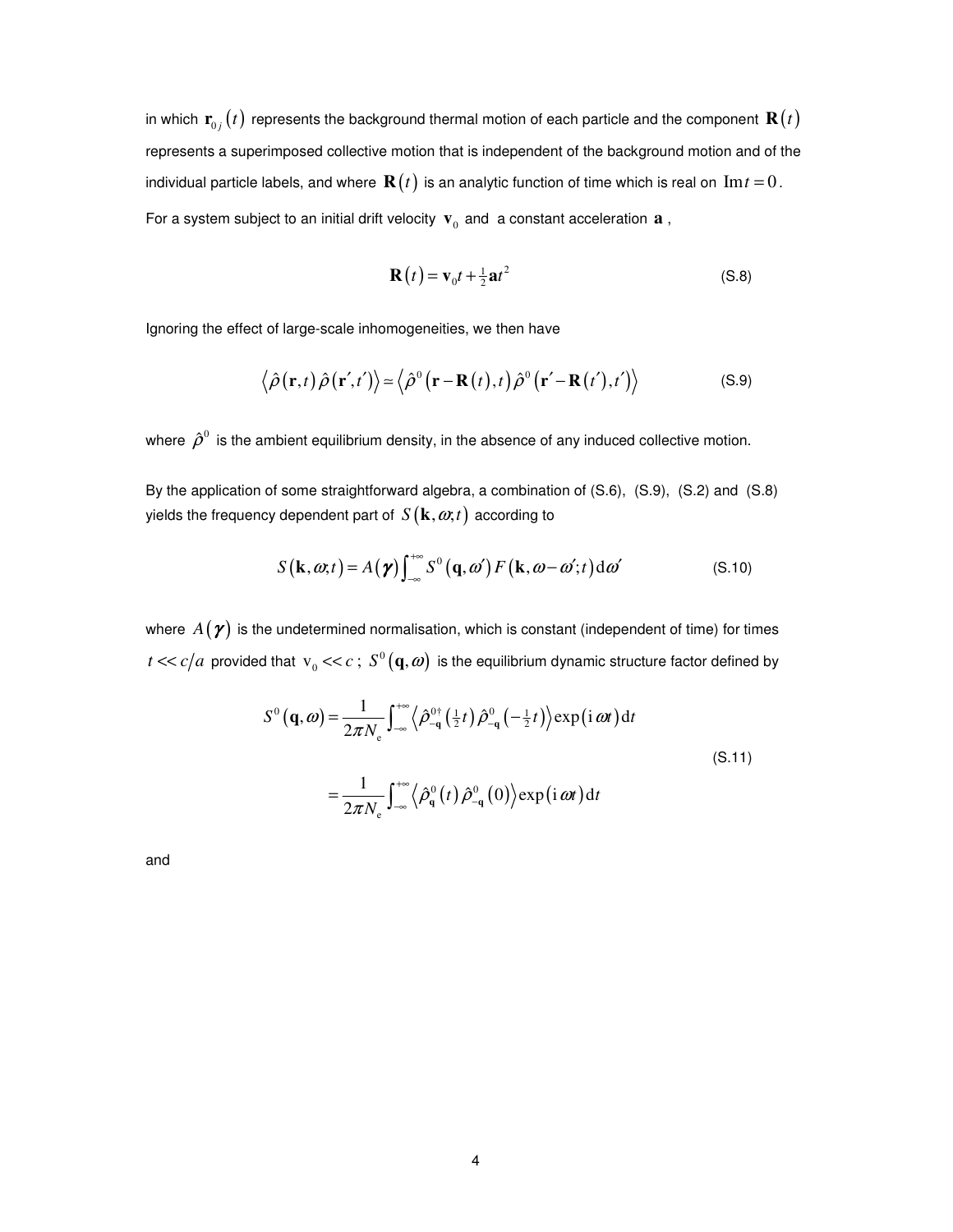in which $\mathbf{r}_{0j}(t)$ represents the background thermal motion of each particle and the component $\mathbf{R}(t)$ represents a superimposed collective motion that is independent of the background motion and of the individual particle labels, and where $\mathbf{R}(t)$ is an analytic function of time which is real on $\operatorname{Im} t = 0$. For a system subject to an initial drift velocity $\mathbf{v}_0$ and a constant acceleration $\mathbf{a}$,

$$\mathbf{R}(t) = \mathbf{v}_0 t + \tfrac{1}{2}\mathbf{a}t^2 \tag{S.8}$$

Ignoring the effect of large-scale inhomogeneities, we then have

$$\left\langle \hat{\rho}(\mathbf{r},t)\,\hat{\rho}(\mathbf{r}',t') \right\rangle \simeq \left\langle \hat{\rho}^0\left(\mathbf{r}-\mathbf{R}(t),t\right)\hat{\rho}^0\left(\mathbf{r}'-\mathbf{R}(t'),t'\right) \right\rangle \tag{S.9}$$

where $\hat{\rho}^0$ is the ambient equilibrium density, in the absence of any induced collective motion.

By the application of some straightforward algebra, a combination of (S.6), (S.9), (S.2) and (S.8) yields the frequency dependent part of $S(\mathbf{k},\omega;t)$ according to

$$S(\mathbf{k},\omega;t) = A(\boldsymbol{\gamma})\int_{-\infty}^{+\infty} S^0(\mathbf{q},\omega')\,F(\mathbf{k},\omega-\omega';t)\,\mathrm{d}\omega' \tag{S.10}$$

where $A(\boldsymbol{\gamma})$ is the undetermined normalisation, which is constant (independent of time) for times $t \ll c/a$ provided that $\mathrm{v}_0 \ll c$; $S^0(\mathbf{q},\omega)$ is the equilibrium dynamic structure factor defined by

$$\begin{aligned} S^0(\mathbf{q},\omega) &= \frac{1}{2\pi N_\mathrm{e}}\int_{-\infty}^{+\infty} \left\langle \hat{\rho}^{0\dagger}_{-\mathbf{q}}\left(\tfrac{1}{2}t\right)\hat{\rho}^0_{-\mathbf{q}}\left(-\tfrac{1}{2}t\right) \right\rangle \exp(\mathrm{i}\,\omega t)\,\mathrm{d}t \\ &= \frac{1}{2\pi N_\mathrm{e}}\int_{-\infty}^{+\infty} \left\langle \hat{\rho}^0_{\mathbf{q}}(t)\,\hat{\rho}^0_{-\mathbf{q}}(0) \right\rangle \exp(\mathrm{i}\,\omega t)\,\mathrm{d}t \end{aligned} \tag{S.11}$$

and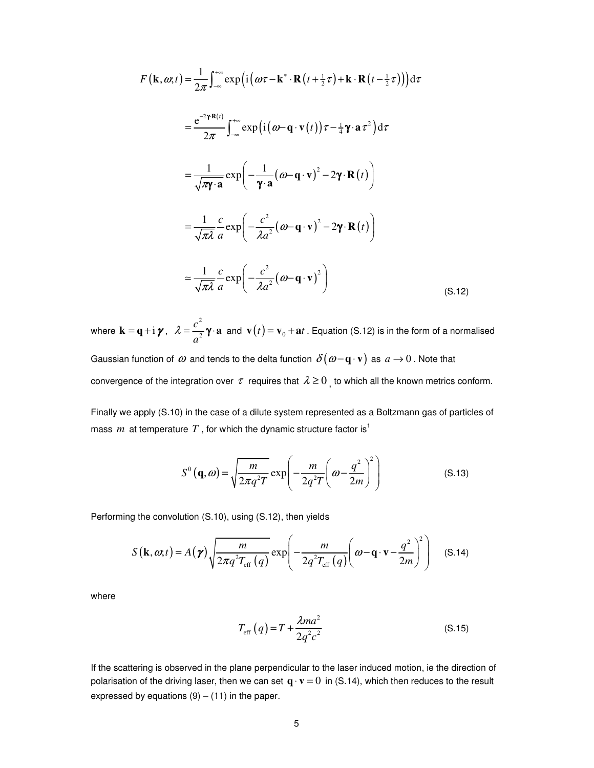$$
\begin{aligned}
F(\mathbf{k},\omega;t) &= \frac{1}{2\pi}\int_{-\infty}^{+\infty} \exp\left(\mathrm{i}\left(\omega\tau - \mathbf{k}^*\cdot\mathbf{R}\left(t+\tfrac{1}{2}\tau\right) + \mathbf{k}\cdot\mathbf{R}\left(t-\tfrac{1}{2}\tau\right)\right)\right)\mathrm{d}\tau \\
&= \frac{\mathrm{e}^{-2\boldsymbol{\gamma}\cdot\mathbf{R}(t)}}{2\pi}\int_{-\infty}^{+\infty} \exp\left(\mathrm{i}\left(\omega - \mathbf{q}\cdot\mathbf{v}(t)\right)\tau - \tfrac{1}{4}\boldsymbol{\gamma}\cdot\mathbf{a}\tau^2\right)\mathrm{d}\tau \\
&= \frac{1}{\sqrt{\pi\boldsymbol{\gamma}\cdot\mathbf{a}}}\exp\left(-\frac{1}{\boldsymbol{\gamma}\cdot\mathbf{a}}\left(\omega - \mathbf{q}\cdot\mathbf{v}\right)^2 - 2\boldsymbol{\gamma}\cdot\mathbf{R}(t)\right) \\
&= \frac{1}{\sqrt{\pi\lambda}}\frac{c}{a}\exp\left(-\frac{c^2}{\lambda a^2}\left(\omega - \mathbf{q}\cdot\mathbf{v}\right)^2 - 2\boldsymbol{\gamma}\cdot\mathbf{R}(t)\right) \\
&\simeq \frac{1}{\sqrt{\pi\lambda}}\frac{c}{a}\exp\left(-\frac{c^2}{\lambda a^2}\left(\omega - \mathbf{q}\cdot\mathbf{v}\right)^2\right)
\end{aligned}
\tag{S.12}
$$

where $\mathbf{k} = \mathbf{q} + \mathrm{i}\,\boldsymbol{\gamma}$, $\lambda = \dfrac{c^2}{a^2}\boldsymbol{\gamma}\cdot\mathbf{a}$ and $\mathbf{v}(t) = \mathbf{v}_0 + \mathbf{a}t$. Equation (S.12) is in the form of a normalised Gaussian function of $\omega$ and tends to the delta function $\delta(\omega - \mathbf{q}\cdot\mathbf{v})$ as $a \to 0$. Note that convergence of the integration over $\tau$ requires that $\lambda \geq 0$, to which all the known metrics conform.

Finally we apply (S.10) in the case of a dilute system represented as a Boltzmann gas of particles of mass $m$ at temperature $T$, for which the dynamic structure factor is[1]

$$
S^0(\mathbf{q},\omega) = \sqrt{\frac{m}{2\pi q^2 T}}\exp\left(-\frac{m}{2q^2 T}\left(\omega - \frac{q^2}{2m}\right)^2\right) \tag{S.13}
$$

Performing the convolution (S.10), using (S.12), then yields

$$
S(\mathbf{k},\omega;t) = A(\boldsymbol{\gamma})\sqrt{\frac{m}{2\pi q^2 T_{\mathrm{eff}}(q)}}\exp\left(-\frac{m}{2q^2 T_{\mathrm{eff}}(q)}\left(\omega - \mathbf{q}\cdot\mathbf{v} - \frac{q^2}{2m}\right)^2\right) \tag{S.14}
$$

where

$$
T_{\mathrm{eff}}(q) = T + \frac{\lambda m a^2}{2q^2 c^2} \tag{S.15}
$$

If the scattering is observed in the plane perpendicular to the laser induced motion, ie the direction of polarisation of the driving laser, then we can set $\mathbf{q}\cdot\mathbf{v} = 0$ in (S.14), which then reduces to the result expressed by equations (9) – (11) in the paper.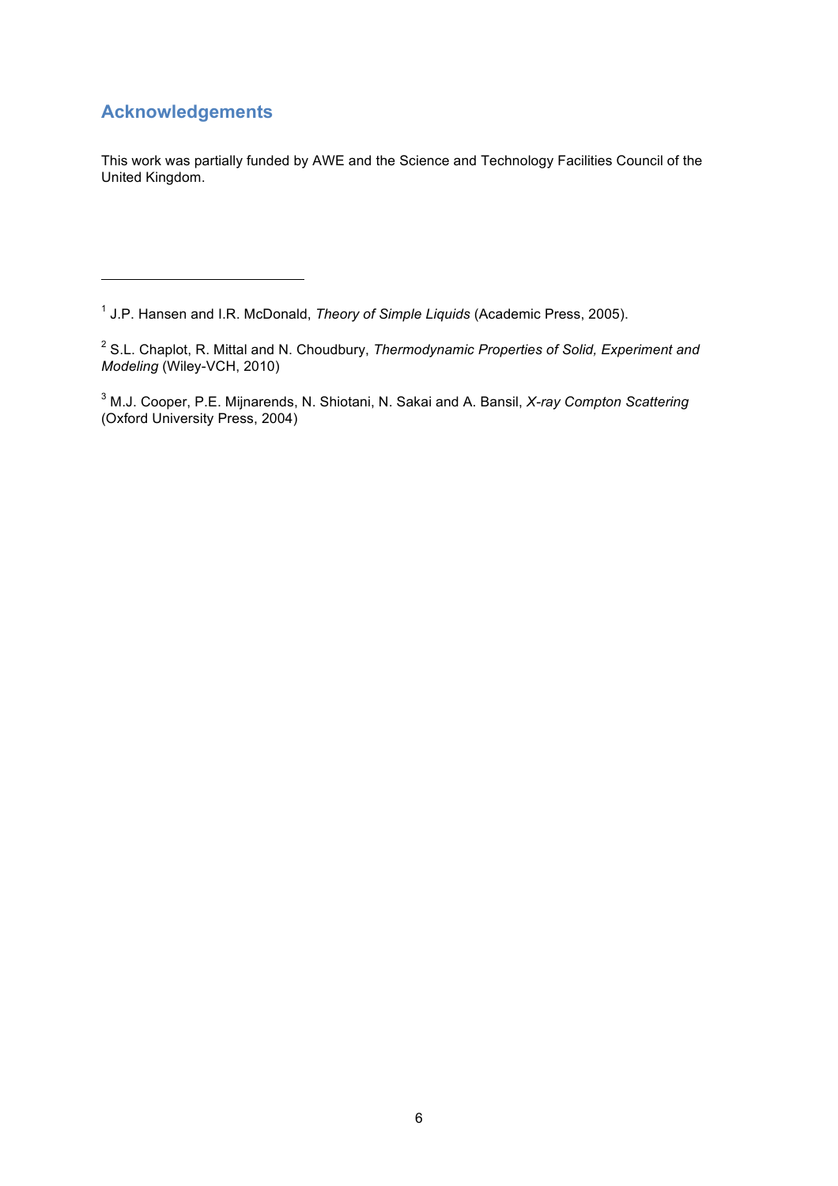## Acknowledgements

This work was partially funded by AWE and the Science and Technology Facilities Council of the United Kingdom.

---

[1] J.P. Hansen and I.R. McDonald, *Theory of Simple Liquids* (Academic Press, 2005).

[2] S.L. Chaplot, R. Mittal and N. Choudbury, *Thermodynamic Properties of Solid, Experiment and Modeling* (Wiley-VCH, 2010)

[3] M.J. Cooper, P.E. Mijnarends, N. Shiotani, N. Sakai and A. Bansil, *X-ray Compton Scattering* (Oxford University Press, 2004)